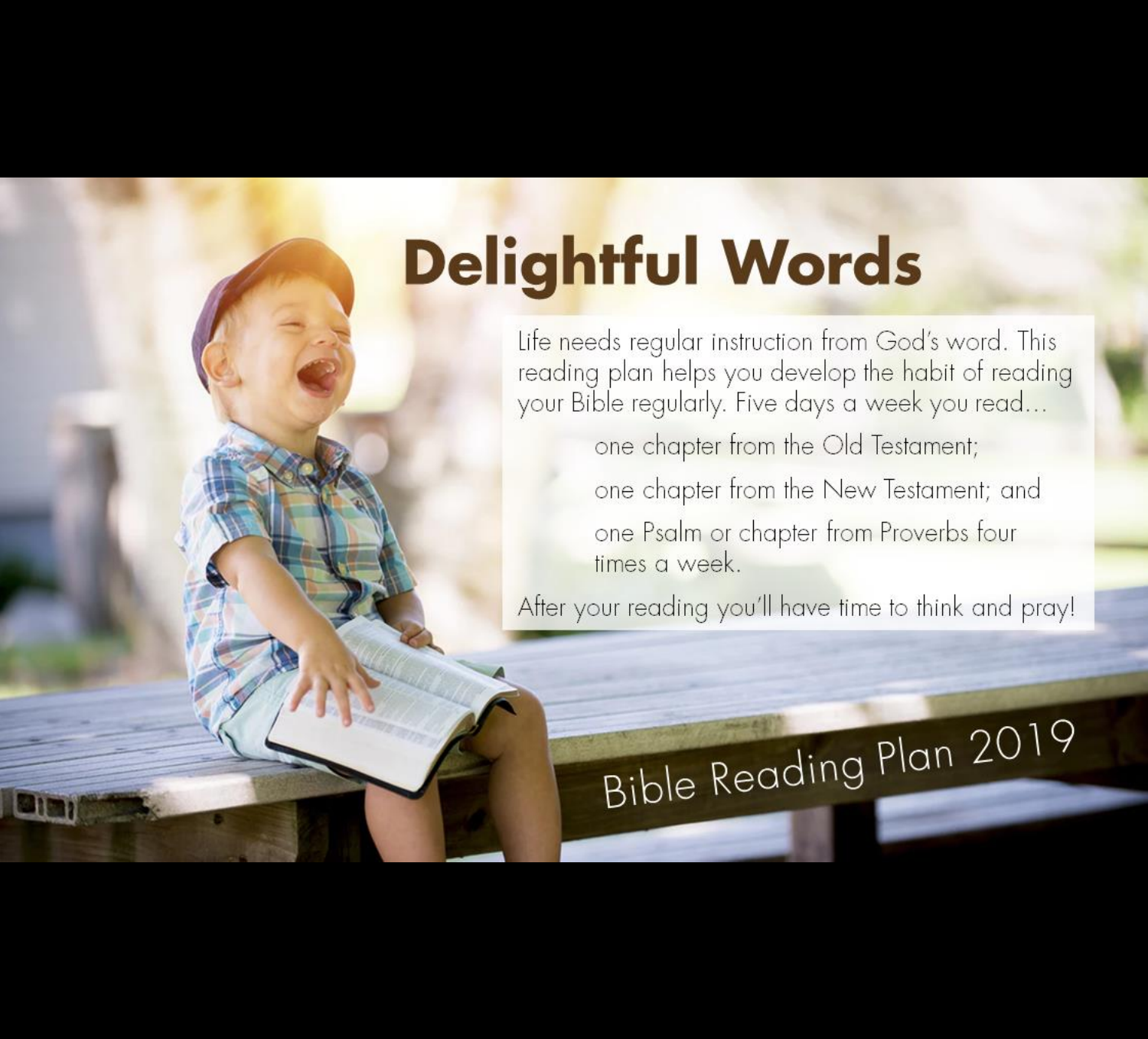# Delightful Words

Life needs regular instruction from God's word. This reading plan helps you develop the habit of reading your Bible regularly. Five days a week you read…

> one chapter from the Old Testament;
>
> one chapter from the New Testament; and
>
> one Psalm or chapter from Proverbs four times a week.

After your reading you'll have time to think and pray!

Bible Reading Plan 2019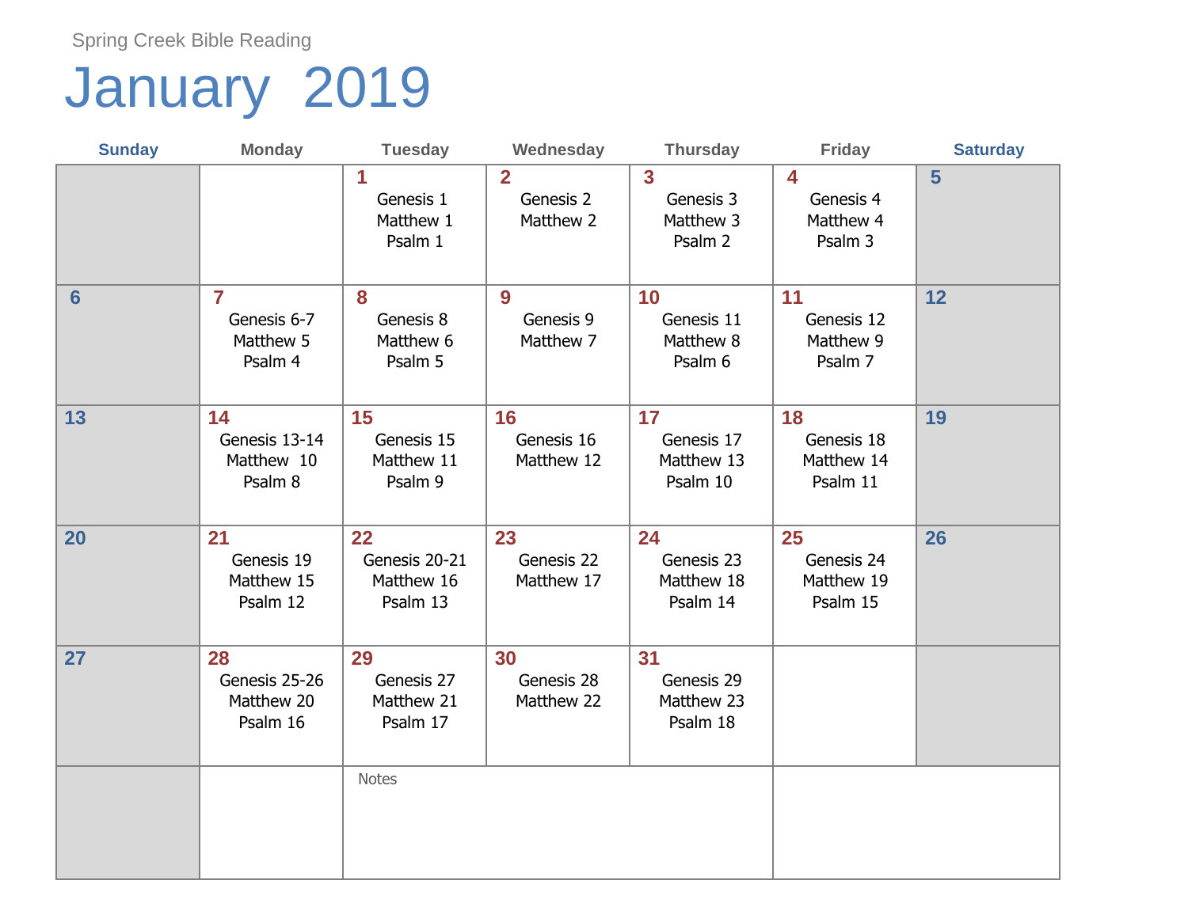Spring Creek Bible Reading

# January 2019

| Sunday | Monday | Tuesday | Wednesday | Thursday | Friday | Saturday |
|---|---|---|---|---|---|---|
| | | **1** Genesis 1 Matthew 1 Psalm 1 | **2** Genesis 2 Matthew 2 | **3** Genesis 3 Matthew 3 Psalm 2 | **4** Genesis 4 Matthew 4 Psalm 3 | **5** |
| **6** | **7** Genesis 6-7 Matthew 5 Psalm 4 | **8** Genesis 8 Matthew 6 Psalm 5 | **9** Genesis 9 Matthew 7 | **10** Genesis 11 Matthew 8 Psalm 6 | **11** Genesis 12 Matthew 9 Psalm 7 | **12** |
| **13** | **14** Genesis 13-14 Matthew 10 Psalm 8 | **15** Genesis 15 Matthew 11 Psalm 9 | **16** Genesis 16 Matthew 12 | **17** Genesis 17 Matthew 13 Psalm 10 | **18** Genesis 18 Matthew 14 Psalm 11 | **19** |
| **20** | **21** Genesis 19 Matthew 15 Psalm 12 | **22** Genesis 20-21 Matthew 16 Psalm 13 | **23** Genesis 22 Matthew 17 | **24** Genesis 23 Matthew 18 Psalm 14 | **25** Genesis 24 Matthew 19 Psalm 15 | **26** |
| **27** | **28** Genesis 25-26 Matthew 20 Psalm 16 | **29** Genesis 27 Matthew 21 Psalm 17 | **30** Genesis 28 Matthew 22 | **31** Genesis 29 Matthew 23 Psalm 18 | | |
| | | Notes | | | | |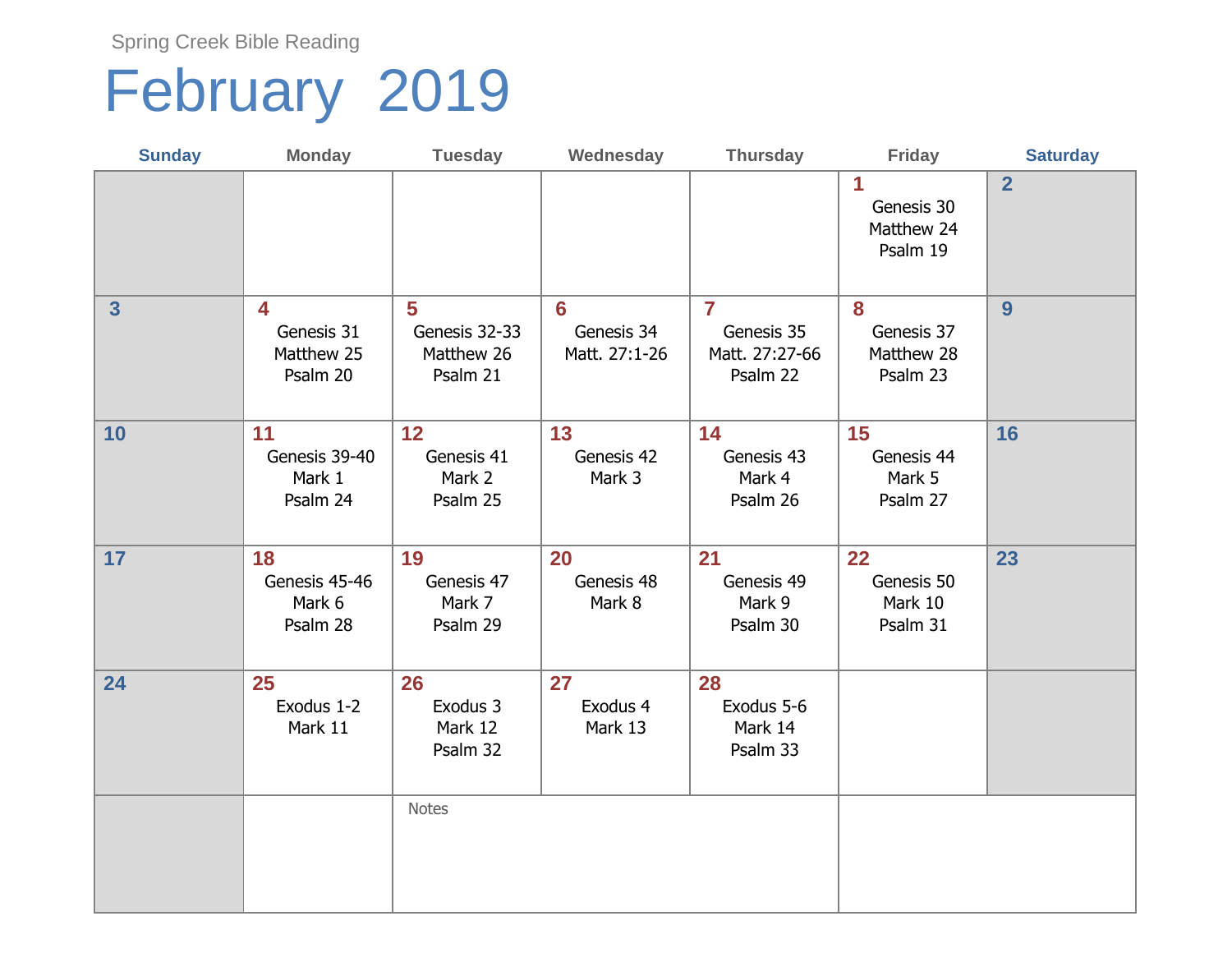Spring Creek Bible Reading

# February 2019

| Sunday | Monday | Tuesday | Wednesday | Thursday | Friday | Saturday |
|---|---|---|---|---|---|---|
| | | | | | **1** Genesis 30 Matthew 24 Psalm 19 | **2** |
| **3** | **4** Genesis 31 Matthew 25 Psalm 20 | **5** Genesis 32-33 Matthew 26 Psalm 21 | **6** Genesis 34 Matt. 27:1-26 | **7** Genesis 35 Matt. 27:27-66 Psalm 22 | **8** Genesis 37 Matthew 28 Psalm 23 | **9** |
| **10** | **11** Genesis 39-40 Mark 1 Psalm 24 | **12** Genesis 41 Mark 2 Psalm 25 | **13** Genesis 42 Mark 3 | **14** Genesis 43 Mark 4 Psalm 26 | **15** Genesis 44 Mark 5 Psalm 27 | **16** |
| **17** | **18** Genesis 45-46 Mark 6 Psalm 28 | **19** Genesis 47 Mark 7 Psalm 29 | **20** Genesis 48 Mark 8 | **21** Genesis 49 Mark 9 Psalm 30 | **22** Genesis 50 Mark 10 Psalm 31 | **23** |
| **24** | **25** Exodus 1-2 Mark 11 | **26** Exodus 3 Mark 12 Psalm 32 | **27** Exodus 4 Mark 13 | **28** Exodus 5-6 Mark 14 Psalm 33 | | |
| | | Notes | | | | |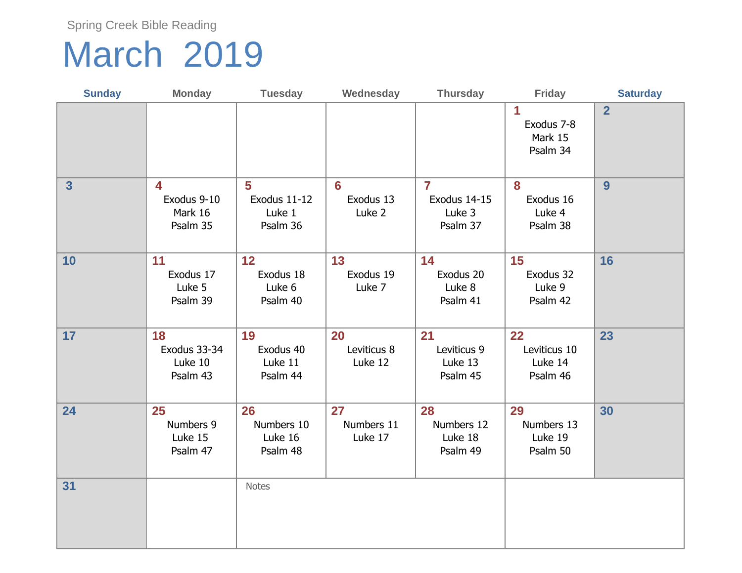Spring Creek Bible Reading

# March 2019

| Sunday | Monday | Tuesday | Wednesday | Thursday | Friday | Saturday |
|---|---|---|---|---|---|---|
| | | | | | **1** Exodus 7-8 Mark 15 Psalm 34 | **2** |
| **3** | **4** Exodus 9-10 Mark 16 Psalm 35 | **5** Exodus 11-12 Luke 1 Psalm 36 | **6** Exodus 13 Luke 2 | **7** Exodus 14-15 Luke 3 Psalm 37 | **8** Exodus 16 Luke 4 Psalm 38 | **9** |
| **10** | **11** Exodus 17 Luke 5 Psalm 39 | **12** Exodus 18 Luke 6 Psalm 40 | **13** Exodus 19 Luke 7 | **14** Exodus 20 Luke 8 Psalm 41 | **15** Exodus 32 Luke 9 Psalm 42 | **16** |
| **17** | **18** Exodus 33-34 Luke 10 Psalm 43 | **19** Exodus 40 Luke 11 Psalm 44 | **20** Leviticus 8 Luke 12 | **21** Leviticus 9 Luke 13 Psalm 45 | **22** Leviticus 10 Luke 14 Psalm 46 | **23** |
| **24** | **25** Numbers 9 Luke 15 Psalm 47 | **26** Numbers 10 Luke 16 Psalm 48 | **27** Numbers 11 Luke 17 | **28** Numbers 12 Luke 18 Psalm 49 | **29** Numbers 13 Luke 19 Psalm 50 | **30** |
| **31** | | Notes | | | | |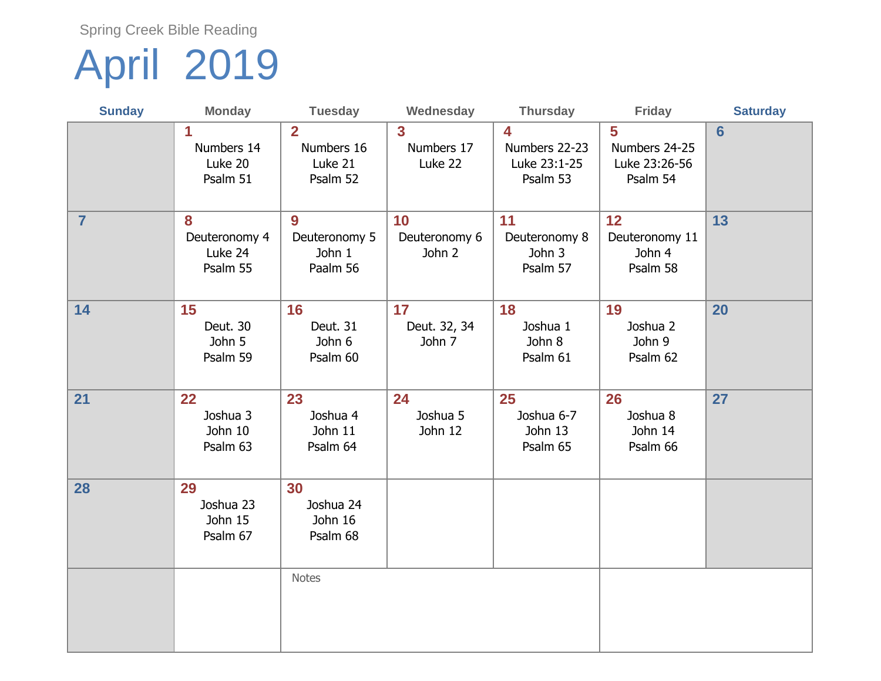Spring Creek Bible Reading

# April 2019

| Sunday | Monday | Tuesday | Wednesday | Thursday | Friday | Saturday |
|---|---|---|---|---|---|---|
| | **1** Numbers 14 Luke 20 Psalm 51 | **2** Numbers 16 Luke 21 Psalm 52 | **3** Numbers 17 Luke 22 | **4** Numbers 22-23 Luke 23:1-25 Psalm 53 | **5** Numbers 24-25 Luke 23:26-56 Psalm 54 | **6** |
| **7** | **8** Deuteronomy 4 Luke 24 Psalm 55 | **9** Deuteronomy 5 John 1 Paalm 56 | **10** Deuteronomy 6 John 2 | **11** Deuteronomy 8 John 3 Psalm 57 | **12** Deuteronomy 11 John 4 Psalm 58 | **13** |
| **14** | **15** Deut. 30 John 5 Psalm 59 | **16** Deut. 31 John 6 Psalm 60 | **17** Deut. 32, 34 John 7 | **18** Joshua 1 John 8 Psalm 61 | **19** Joshua 2 John 9 Psalm 62 | **20** |
| **21** | **22** Joshua 3 John 10 Psalm 63 | **23** Joshua 4 John 11 Psalm 64 | **24** Joshua 5 John 12 | **25** Joshua 6-7 John 13 Psalm 65 | **26** Joshua 8 John 14 Psalm 66 | **27** |
| **28** | **29** Joshua 23 John 15 Psalm 67 | **30** Joshua 24 John 16 Psalm 68 | | | | |

Notes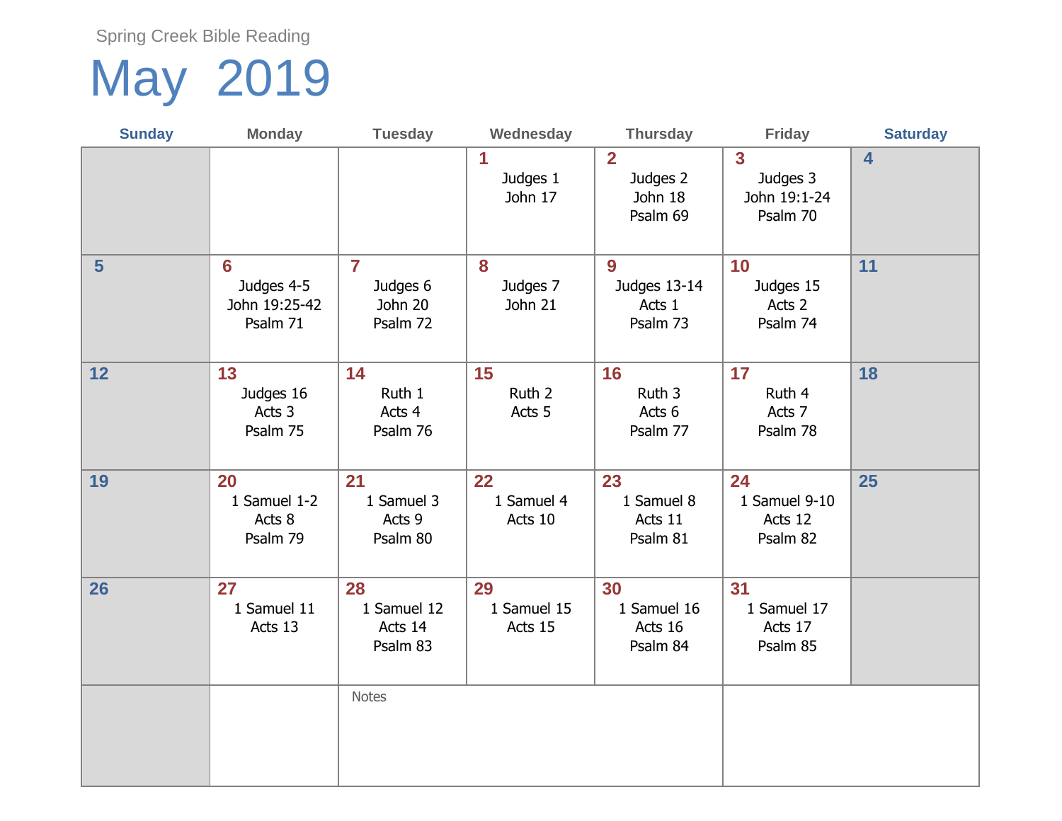Spring Creek Bible Reading

# May 2019

| Sunday | Monday | Tuesday | Wednesday | Thursday | Friday | Saturday |
|---|---|---|---|---|---|---|
| | | | **1** Judges 1 John 17 | **2** Judges 2 John 18 Psalm 69 | **3** Judges 3 John 19:1-24 Psalm 70 | **4** |
| **5** | **6** Judges 4-5 John 19:25-42 Psalm 71 | **7** Judges 6 John 20 Psalm 72 | **8** Judges 7 John 21 | **9** Judges 13-14 Acts 1 Psalm 73 | **10** Judges 15 Acts 2 Psalm 74 | **11** |
| **12** | **13** Judges 16 Acts 3 Psalm 75 | **14** Ruth 1 Acts 4 Psalm 76 | **15** Ruth 2 Acts 5 | **16** Ruth 3 Acts 6 Psalm 77 | **17** Ruth 4 Acts 7 Psalm 78 | **18** |
| **19** | **20** 1 Samuel 1-2 Acts 8 Psalm 79 | **21** 1 Samuel 3 Acts 9 Psalm 80 | **22** 1 Samuel 4 Acts 10 | **23** 1 Samuel 8 Acts 11 Psalm 81 | **24** 1 Samuel 9-10 Acts 12 Psalm 82 | **25** |
| **26** | **27** 1 Samuel 11 Acts 13 | **28** 1 Samuel 12 Acts 14 Psalm 83 | **29** 1 Samuel 15 Acts 15 | **30** 1 Samuel 16 Acts 16 Psalm 84 | **31** 1 Samuel 17 Acts 17 Psalm 85 | |
| | | Notes | | | | |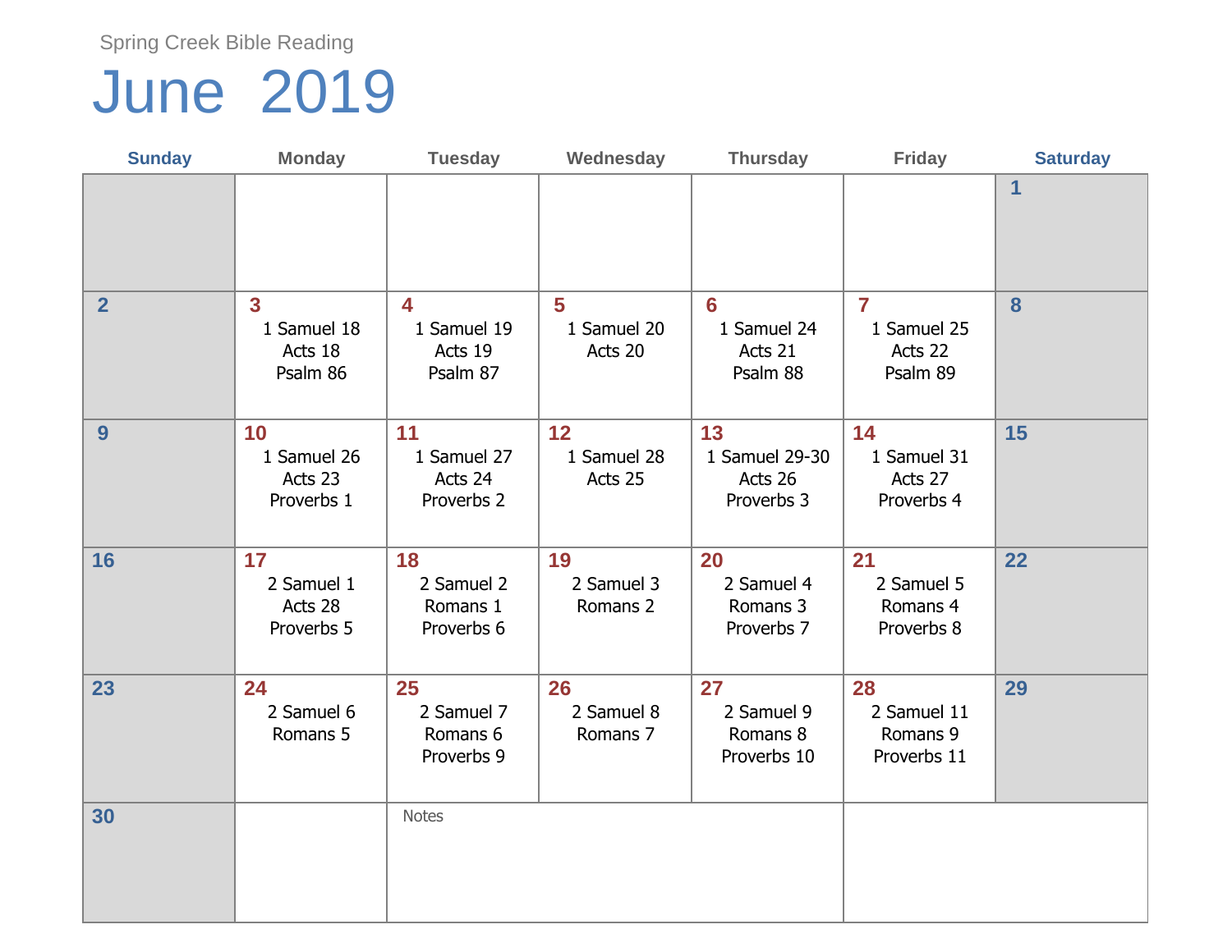Spring Creek Bible Reading

# June 2019

| Sunday | Monday | Tuesday | Wednesday | Thursday | Friday | Saturday |
|---|---|---|---|---|---|---|
| | | | | | | 1 |
| 2 | 3<br>1 Samuel 18<br>Acts 18<br>Psalm 86 | 4<br>1 Samuel 19<br>Acts 19<br>Psalm 87 | 5<br>1 Samuel 20<br>Acts 20 | 6<br>1 Samuel 24<br>Acts 21<br>Psalm 88 | 7<br>1 Samuel 25<br>Acts 22<br>Psalm 89 | 8 |
| 9 | 10<br>1 Samuel 26<br>Acts 23<br>Proverbs 1 | 11<br>1 Samuel 27<br>Acts 24<br>Proverbs 2 | 12<br>1 Samuel 28<br>Acts 25 | 13<br>1 Samuel 29-30<br>Acts 26<br>Proverbs 3 | 14<br>1 Samuel 31<br>Acts 27<br>Proverbs 4 | 15 |
| 16 | 17<br>2 Samuel 1<br>Acts 28<br>Proverbs 5 | 18<br>2 Samuel 2<br>Romans 1<br>Proverbs 6 | 19<br>2 Samuel 3<br>Romans 2 | 20<br>2 Samuel 4<br>Romans 3<br>Proverbs 7 | 21<br>2 Samuel 5<br>Romans 4<br>Proverbs 8 | 22 |
| 23 | 24<br>2 Samuel 6<br>Romans 5 | 25<br>2 Samuel 7<br>Romans 6<br>Proverbs 9 | 26<br>2 Samuel 8<br>Romans 7 | 27<br>2 Samuel 9<br>Romans 8<br>Proverbs 10 | 28<br>2 Samuel 11<br>Romans 9<br>Proverbs 11 | 29 |
| 30 | | Notes | | | | |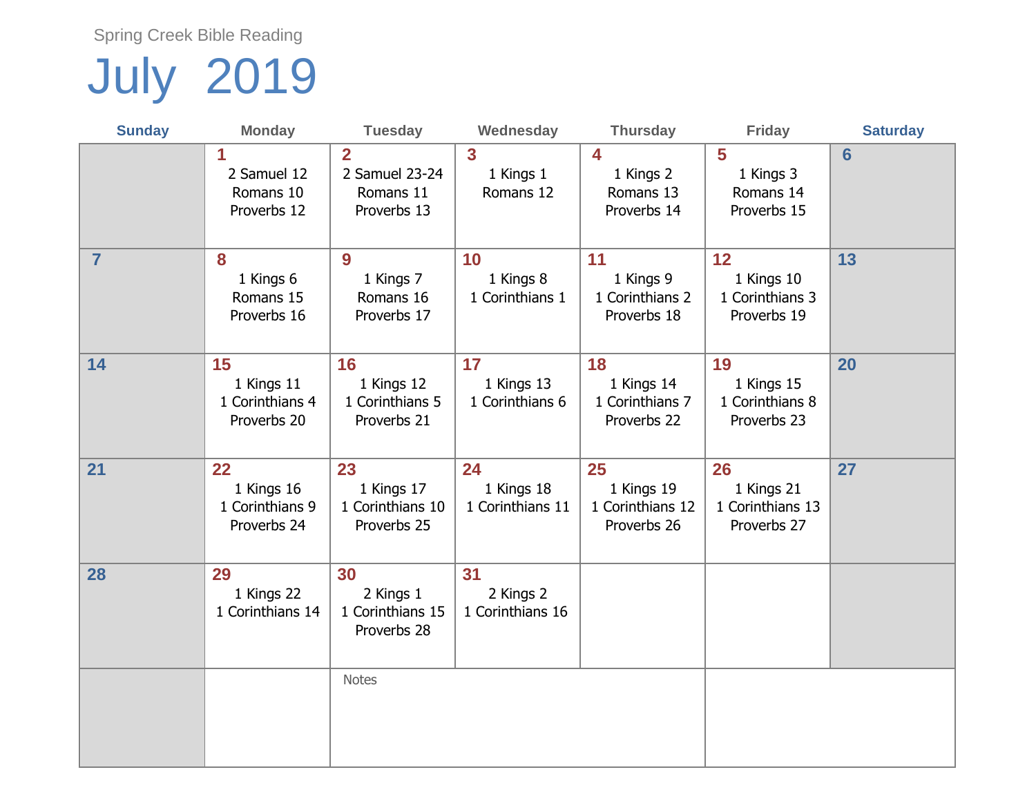Spring Creek Bible Reading

# July 2019

| Sunday | Monday | Tuesday | Wednesday | Thursday | Friday | Saturday |
|---|---|---|---|---|---|---|
| | 1<br>2 Samuel 12<br>Romans 10<br>Proverbs 12 | 2<br>2 Samuel 23-24<br>Romans 11<br>Proverbs 13 | 3<br>1 Kings 1<br>Romans 12 | 4<br>1 Kings 2<br>Romans 13<br>Proverbs 14 | 5<br>1 Kings 3<br>Romans 14<br>Proverbs 15 | 6 |
| 7 | 8<br>1 Kings 6<br>Romans 15<br>Proverbs 16 | 9<br>1 Kings 7<br>Romans 16<br>Proverbs 17 | 10<br>1 Kings 8<br>1 Corinthians 1 | 11<br>1 Kings 9<br>1 Corinthians 2<br>Proverbs 18 | 12<br>1 Kings 10<br>1 Corinthians 3<br>Proverbs 19 | 13 |
| 14 | 15<br>1 Kings 11<br>1 Corinthians 4<br>Proverbs 20 | 16<br>1 Kings 12<br>1 Corinthians 5<br>Proverbs 21 | 17<br>1 Kings 13<br>1 Corinthians 6 | 18<br>1 Kings 14<br>1 Corinthians 7<br>Proverbs 22 | 19<br>1 Kings 15<br>1 Corinthians 8<br>Proverbs 23 | 20 |
| 21 | 22<br>1 Kings 16<br>1 Corinthians 9<br>Proverbs 24 | 23<br>1 Kings 17<br>1 Corinthians 10<br>Proverbs 25 | 24<br>1 Kings 18<br>1 Corinthians 11 | 25<br>1 Kings 19<br>1 Corinthians 12<br>Proverbs 26 | 26<br>1 Kings 21<br>1 Corinthians 13<br>Proverbs 27 | 27 |
| 28 | 29<br>1 Kings 22<br>1 Corinthians 14 | 30<br>2 Kings 1<br>1 Corinthians 15<br>Proverbs 28 | 31<br>2 Kings 2<br>1 Corinthians 16 | | | |
| | | Notes | | | | |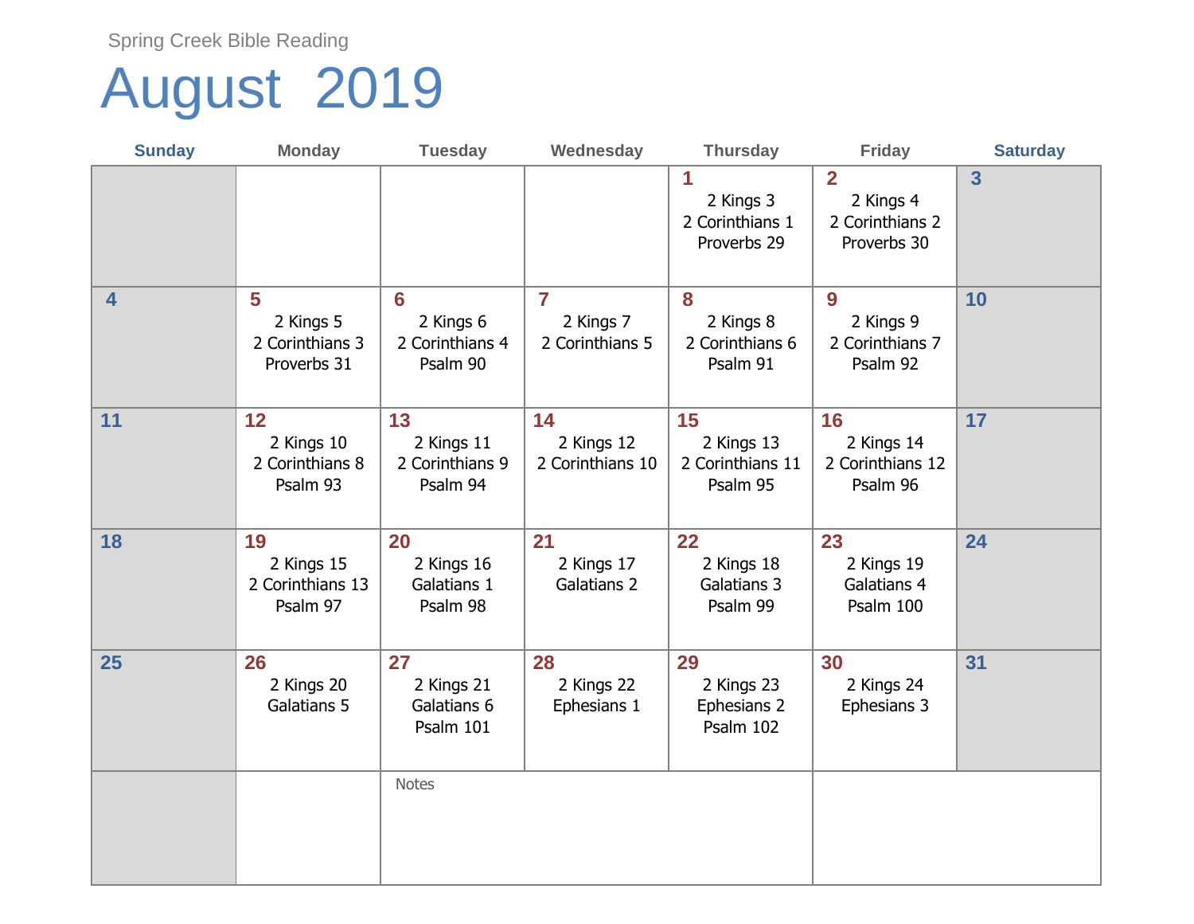Spring Creek Bible Reading

# August 2019

| Sunday | Monday | Tuesday | Wednesday | Thursday | Friday | Saturday |
|---|---|---|---|---|---|---|
| | | | | **1** 2 Kings 3, 2 Corinthians 1, Proverbs 29 | **2** 2 Kings 4, 2 Corinthians 2, Proverbs 30 | **3** |
| **4** | **5** 2 Kings 5, 2 Corinthians 3, Proverbs 31 | **6** 2 Kings 6, 2 Corinthians 4, Psalm 90 | **7** 2 Kings 7, 2 Corinthians 5 | **8** 2 Kings 8, 2 Corinthians 6, Psalm 91 | **9** 2 Kings 9, 2 Corinthians 7, Psalm 92 | **10** |
| **11** | **12** 2 Kings 10, 2 Corinthians 8, Psalm 93 | **13** 2 Kings 11, 2 Corinthians 9, Psalm 94 | **14** 2 Kings 12, 2 Corinthians 10 | **15** 2 Kings 13, 2 Corinthians 11, Psalm 95 | **16** 2 Kings 14, 2 Corinthians 12, Psalm 96 | **17** |
| **18** | **19** 2 Kings 15, 2 Corinthians 13, Psalm 97 | **20** 2 Kings 16, Galatians 1, Psalm 98 | **21** 2 Kings 17, Galatians 2 | **22** 2 Kings 18, Galatians 3, Psalm 99 | **23** 2 Kings 19, Galatians 4, Psalm 100 | **24** |
| **25** | **26** 2 Kings 20, Galatians 5 | **27** 2 Kings 21, Galatians 6, Psalm 101 | **28** 2 Kings 22, Ephesians 1 | **29** 2 Kings 23, Ephesians 2, Psalm 102 | **30** 2 Kings 24, Ephesians 3 | **31** |

Notes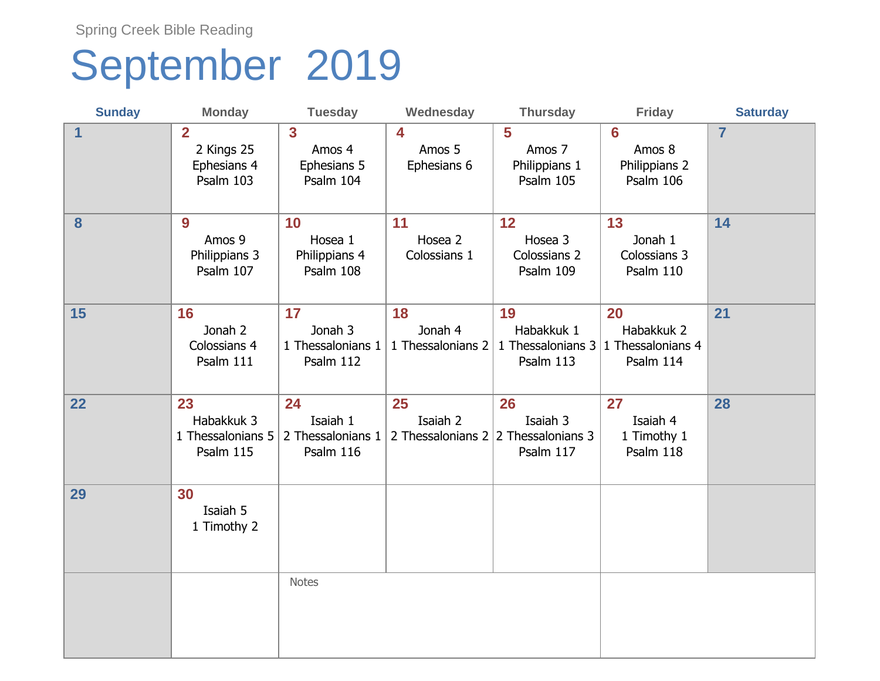Spring Creek Bible Reading

# September 2019

| Sunday | Monday | Tuesday | Wednesday | Thursday | Friday | Saturday |
|---|---|---|---|---|---|---|
| 1 | 2<br>2 Kings 25<br>Ephesians 4<br>Psalm 103 | 3<br>Amos 4<br>Ephesians 5<br>Psalm 104 | 4<br>Amos 5<br>Ephesians 6 | 5<br>Amos 7<br>Philippians 1<br>Psalm 105 | 6<br>Amos 8<br>Philippians 2<br>Psalm 106 | 7 |
| 8 | 9<br>Amos 9<br>Philippians 3<br>Psalm 107 | 10<br>Hosea 1<br>Philippians 4<br>Psalm 108 | 11<br>Hosea 2<br>Colossians 1 | 12<br>Hosea 3<br>Colossians 2<br>Psalm 109 | 13<br>Jonah 1<br>Colossians 3<br>Psalm 110 | 14 |
| 15 | 16<br>Jonah 2<br>Colossians 4<br>Psalm 111 | 17<br>Jonah 3<br>1 Thessalonians 1<br>Psalm 112 | 18<br>Jonah 4<br>1 Thessalonians 2 | 19<br>Habakkuk 1<br>1 Thessalonians 3<br>Psalm 113 | 20<br>Habakkuk 2<br>1 Thessalonians 4<br>Psalm 114 | 21 |
| 22 | 23<br>Habakkuk 3<br>1 Thessalonians 5<br>Psalm 115 | 24<br>Isaiah 1<br>2 Thessalonians 1<br>Psalm 116 | 25<br>Isaiah 2<br>2 Thessalonians 2 | 26<br>Isaiah 3<br>2 Thessalonians 3<br>Psalm 117 | 27<br>Isaiah 4<br>1 Timothy 1<br>Psalm 118 | 28 |
| 29 | 30<br>Isaiah 5<br>1 Timothy 2 | | | | | |

Notes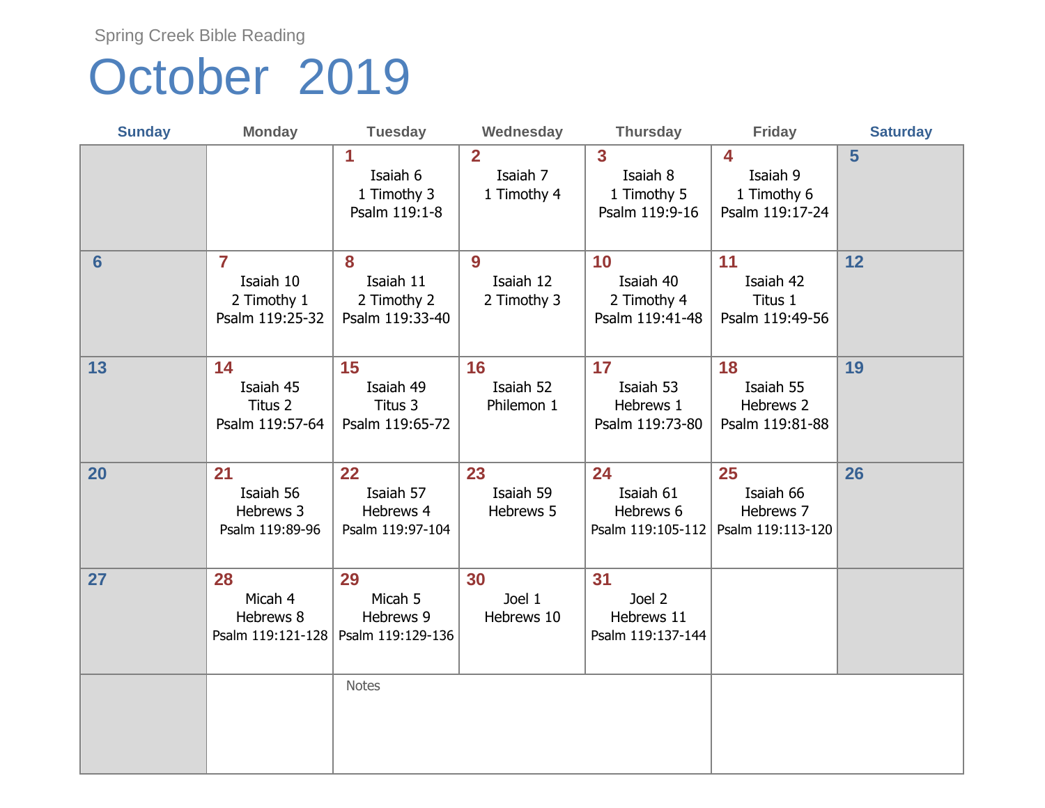Spring Creek Bible Reading

# October 2019

| Sunday | Monday | Tuesday | Wednesday | Thursday | Friday | Saturday |
|---|---|---|---|---|---|---|
| | | **1** Isaiah 6, 1 Timothy 3, Psalm 119:1-8 | **2** Isaiah 7, 1 Timothy 4 | **3** Isaiah 8, 1 Timothy 5, Psalm 119:9-16 | **4** Isaiah 9, 1 Timothy 6, Psalm 119:17-24 | **5** |
| **6** | **7** Isaiah 10, 2 Timothy 1, Psalm 119:25-32 | **8** Isaiah 11, 2 Timothy 2, Psalm 119:33-40 | **9** Isaiah 12, 2 Timothy 3 | **10** Isaiah 40, 2 Timothy 4, Psalm 119:41-48 | **11** Isaiah 42, Titus 1, Psalm 119:49-56 | **12** |
| **13** | **14** Isaiah 45, Titus 2, Psalm 119:57-64 | **15** Isaiah 49, Titus 3, Psalm 119:65-72 | **16** Isaiah 52, Philemon 1 | **17** Isaiah 53, Hebrews 1, Psalm 119:73-80 | **18** Isaiah 55, Hebrews 2, Psalm 119:81-88 | **19** |
| **20** | **21** Isaiah 56, Hebrews 3, Psalm 119:89-96 | **22** Isaiah 57, Hebrews 4, Psalm 119:97-104 | **23** Isaiah 59, Hebrews 5 | **24** Isaiah 61, Hebrews 6, Psalm 119:105-112 | **25** Isaiah 66, Hebrews 7, Psalm 119:113-120 | **26** |
| **27** | **28** Micah 4, Hebrews 8, Psalm 119:121-128 | **29** Micah 5, Hebrews 9, Psalm 119:129-136 | **30** Joel 1, Hebrews 10 | **31** Joel 2, Hebrews 11, Psalm 119:137-144 | | |

Notes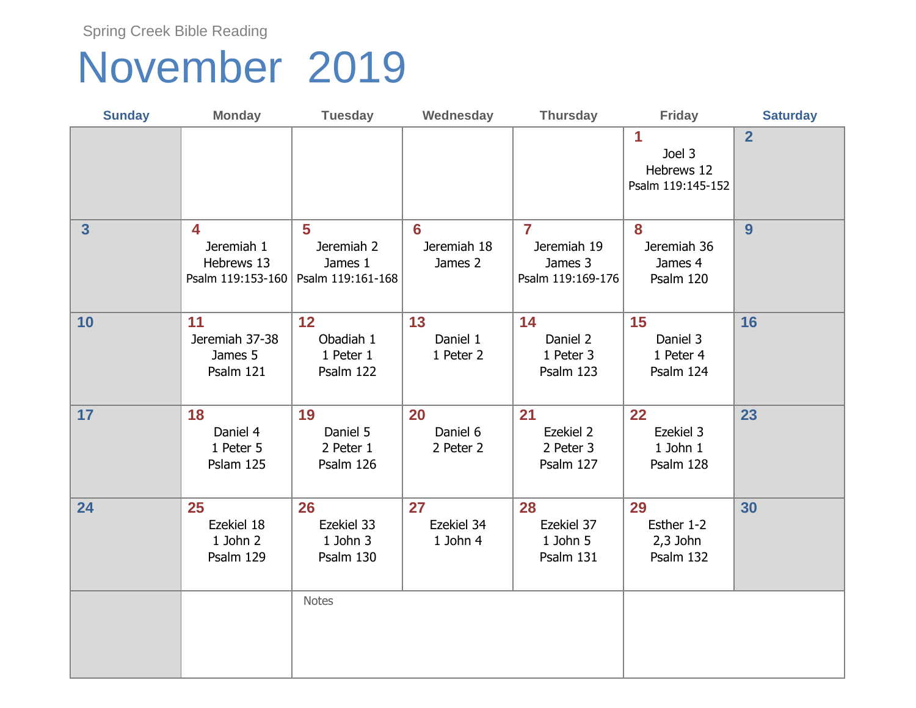Spring Creek Bible Reading

# November 2019

| Sunday | Monday | Tuesday | Wednesday | Thursday | Friday | Saturday |
|---|---|---|---|---|---|---|
| | | | | | **1** Joel 3 Hebrews 12 Psalm 119:145-152 | **2** |
| **3** | **4** Jeremiah 1 Hebrews 13 Psalm 119:153-160 | **5** Jeremiah 2 James 1 Psalm 119:161-168 | **6** Jeremiah 18 James 2 | **7** Jeremiah 19 James 3 Psalm 119:169-176 | **8** Jeremiah 36 James 4 Psalm 120 | **9** |
| **10** | **11** Jeremiah 37-38 James 5 Psalm 121 | **12** Obadiah 1 1 Peter 1 Psalm 122 | **13** Daniel 1 1 Peter 2 | **14** Daniel 2 1 Peter 3 Psalm 123 | **15** Daniel 3 1 Peter 4 Psalm 124 | **16** |
| **17** | **18** Daniel 4 1 Peter 5 Psalm 125 | **19** Daniel 5 2 Peter 1 Psalm 126 | **20** Daniel 6 2 Peter 2 | **21** Ezekiel 2 2 Peter 3 Psalm 127 | **22** Ezekiel 3 1 John 1 Psalm 128 | **23** |
| **24** | **25** Ezekiel 18 1 John 2 Psalm 129 | **26** Ezekiel 33 1 John 3 Psalm 130 | **27** Ezekiel 34 1 John 4 | **28** Ezekiel 37 1 John 5 Psalm 131 | **29** Esther 1-2 2,3 John Psalm 132 | **30** |

Notes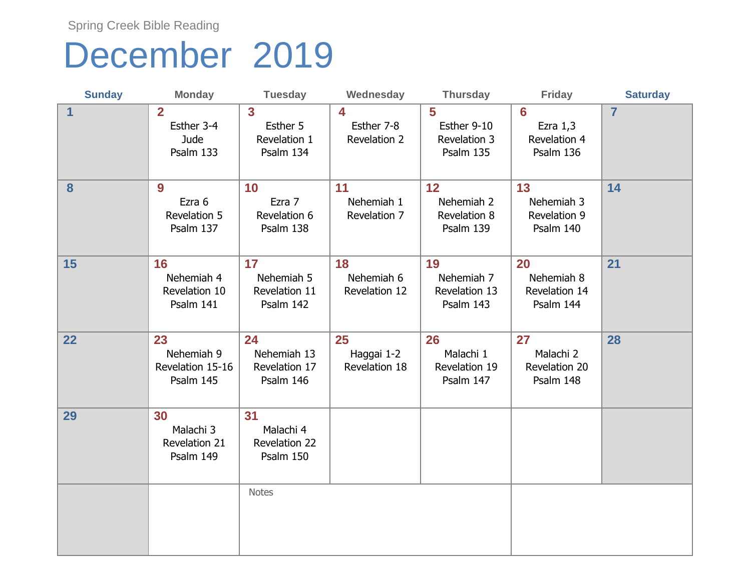Spring Creek Bible Reading

# December 2019

| Sunday | Monday | Tuesday | Wednesday | Thursday | Friday | Saturday |
|---|---|---|---|---|---|---|
| 1 | 2 Esther 3-4 Jude Psalm 133 | 3 Esther 5 Revelation 1 Psalm 134 | 4 Esther 7-8 Revelation 2 | 5 Esther 9-10 Revelation 3 Psalm 135 | 6 Ezra 1,3 Revelation 4 Psalm 136 | 7 |
| 8 | 9 Ezra 6 Revelation 5 Psalm 137 | 10 Ezra 7 Revelation 6 Psalm 138 | 11 Nehemiah 1 Revelation 7 | 12 Nehemiah 2 Revelation 8 Psalm 139 | 13 Nehemiah 3 Revelation 9 Psalm 140 | 14 |
| 15 | 16 Nehemiah 4 Revelation 10 Psalm 141 | 17 Nehemiah 5 Revelation 11 Psalm 142 | 18 Nehemiah 6 Revelation 12 | 19 Nehemiah 7 Revelation 13 Psalm 143 | 20 Nehemiah 8 Revelation 14 Psalm 144 | 21 |
| 22 | 23 Nehemiah 9 Revelation 15-16 Psalm 145 | 24 Nehemiah 13 Revelation 17 Psalm 146 | 25 Haggai 1-2 Revelation 18 | 26 Malachi 1 Revelation 19 Psalm 147 | 27 Malachi 2 Revelation 20 Psalm 148 | 28 |
| 29 | 30 Malachi 3 Revelation 21 Psalm 149 | 31 Malachi 4 Revelation 22 Psalm 150 | | | | |

Notes